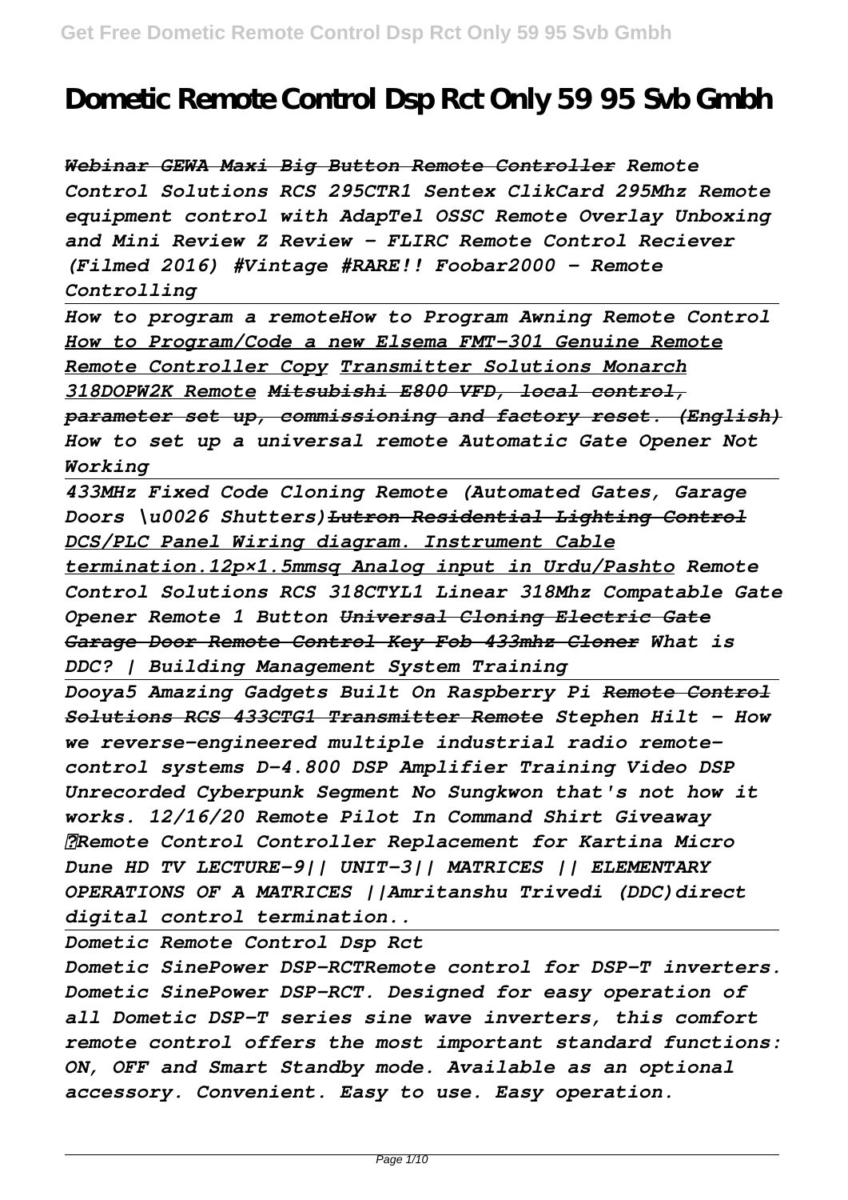# Dometic Remote Control Dsp Rct Only 59 95 Svb Gmbh

*~~Webinar GEWA Maxi Big Button Remote Controller~~ Remote Control Solutions RCS 295CTR1 Sentex ClikCard 295Mhz Remote equipment control with AdapTel OSSC Remote Overlay Unboxing and Mini Review Z Review - FLIRC Remote Control Reciever (Filmed 2016) #Vintage #RARE!! Foobar2000 - Remote Controlling*

*How to program a remoteHow to Program Awning Remote Control How to Program/Code a new Elsema FMT-301 Genuine Remote Remote Controller Copy Transmitter Solutions Monarch 318DOPW2K Remote ~~Mitsubishi E800 VFD, local control, parameter set up, commissioning and factory reset. (English)~~ How to set up a universal remote Automatic Gate Opener Not Working*

*433MHz Fixed Code Cloning Remote (Automated Gates, Garage Doors \u0026 Shutters)~~Lutron Residential Lighting Control~~ DCS/PLC Panel Wiring diagram. Instrument Cable termination.12p×1.5mmsq Analog input in Urdu/Pashto Remote Control Solutions RCS 318CTYL1 Linear 318Mhz Compatable Gate Opener Remote 1 Button ~~Universal Cloning Electric Gate Garage Door Remote Control Key Fob 433mhz Cloner~~ What is DDC? | Building Management System Training*

*Dooya5 Amazing Gadgets Built On Raspberry Pi ~~Remote Control Solutions RCS 433CTG1 Transmitter Remote~~ Stephen Hilt - How we reverse-engineered multiple industrial radio remote-control systems D-4.800 DSP Amplifier Training Video DSP Unrecorded Cyberpunk Segment No Sungkwon that's not how it works. 12/16/20 Remote Pilot In Command Shirt Giveaway ✅Remote Control Controller Replacement for Kartina Micro Dune HD TV LECTURE-9|| UNIT-3|| MATRICES || ELEMENTARY OPERATIONS OF A MATRICES ||Amritanshu Trivedi (DDC)direct digital control termination..*

*Dometic Remote Control Dsp Rct*

*Dometic SinePower DSP-RCTRemote control for DSP-T inverters. Dometic SinePower DSP-RCT. Designed for easy operation of all Dometic DSP-T series sine wave inverters, this comfort remote control offers the most important standard functions: ON, OFF and Smart Standby mode. Available as an optional accessory. Convenient. Easy to use. Easy operation.*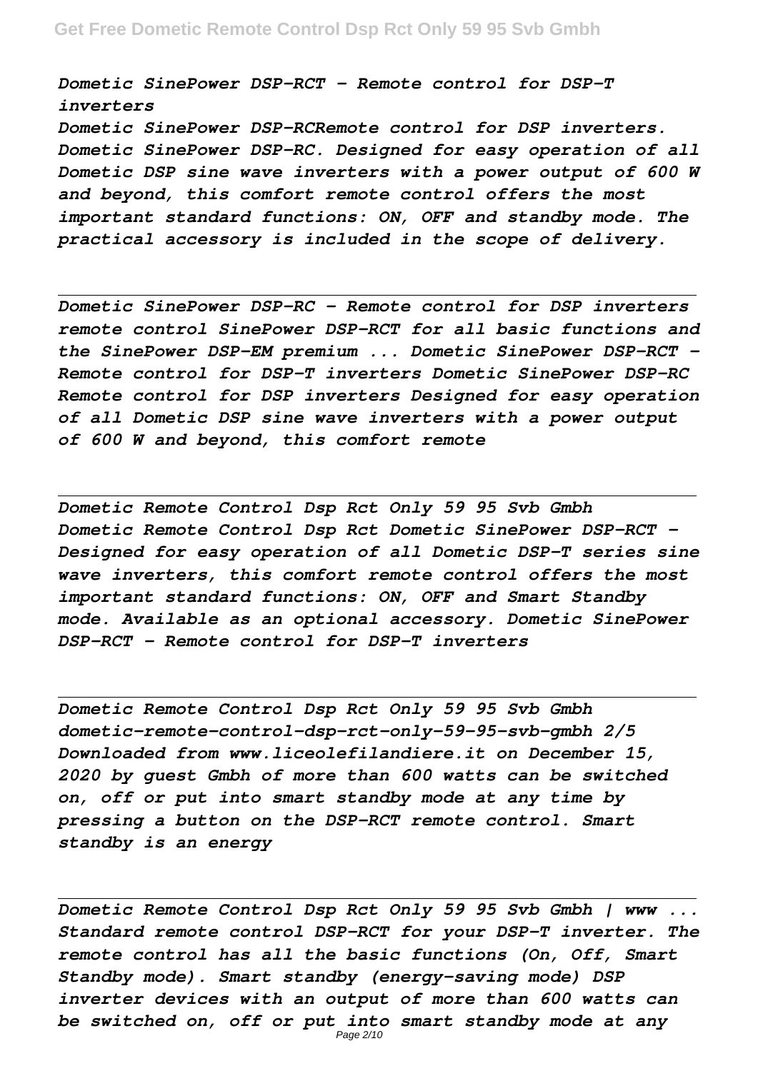*Dometic SinePower DSP-RCT - Remote control for DSP-T inverters*

*Dometic SinePower DSP-RCRemote control for DSP inverters. Dometic SinePower DSP-RC. Designed for easy operation of all Dometic DSP sine wave inverters with a power output of 600 W and beyond, this comfort remote control offers the most important standard functions: ON, OFF and standby mode. The practical accessory is included in the scope of delivery.*

---

*Dometic SinePower DSP-RC - Remote control for DSP inverters*

*remote control SinePower DSP-RCT for all basic functions and the SinePower DSP-EM premium ... Dometic SinePower DSP-RCT - Remote control for DSP-T inverters Dometic SinePower DSP-RC Remote control for DSP inverters Designed for easy operation of all Dometic DSP sine wave inverters with a power output of 600 W and beyond, this comfort remote*

---

*Dometic Remote Control Dsp Rct Only 59 95 Svb Gmbh*

*Dometic Remote Control Dsp Rct Dometic SinePower DSP-RCT - Designed for easy operation of all Dometic DSP-T series sine wave inverters, this comfort remote control offers the most important standard functions: ON, OFF and Smart Standby mode. Available as an optional accessory. Dometic SinePower DSP-RCT - Remote control for DSP-T inverters*

---

*Dometic Remote Control Dsp Rct Only 59 95 Svb Gmbh*

*dometic-remote-control-dsp-rct-only-59-95-svb-gmbh 2/5 Downloaded from www.liceolefilandiere.it on December 15, 2020 by guest Gmbh of more than 600 watts can be switched on, off or put into smart standby mode at any time by pressing a button on the DSP-RCT remote control. Smart standby is an energy*

---

*Dometic Remote Control Dsp Rct Only 59 95 Svb Gmbh | www ...*

*Standard remote control DSP-RCT for your DSP-T inverter. The remote control has all the basic functions (On, Off, Smart Standby mode). Smart standby (energy-saving mode) DSP inverter devices with an output of more than 600 watts can be switched on, off or put into smart standby mode at any*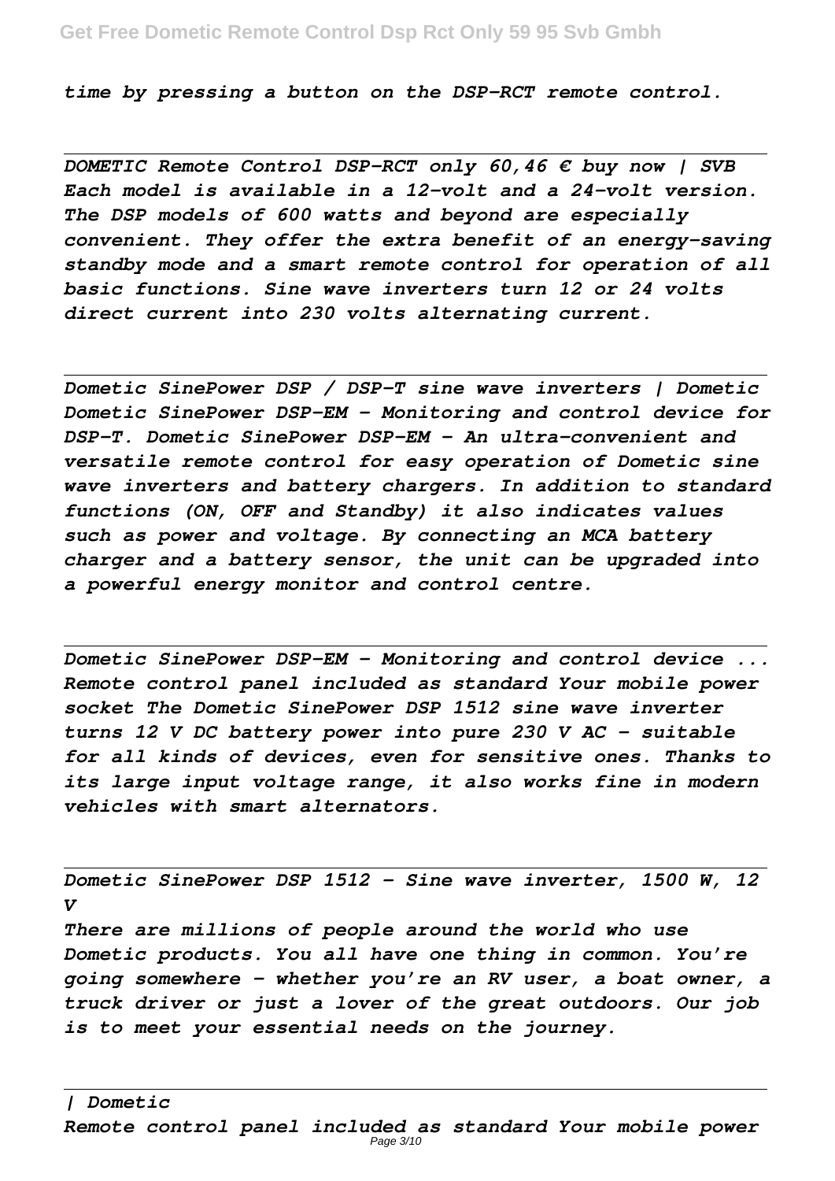*time by pressing a button on the DSP-RCT remote control.*

---

*DOMETIC Remote Control DSP-RCT only 60,46 € buy now | SVB*
*Each model is available in a 12-volt and a 24-volt version. The DSP models of 600 watts and beyond are especially convenient. They offer the extra benefit of an energy-saving standby mode and a smart remote control for operation of all basic functions. Sine wave inverters turn 12 or 24 volts direct current into 230 volts alternating current.*

---

*Dometic SinePower DSP / DSP-T sine wave inverters | Dometic*
*Dometic SinePower DSP-EM – Monitoring and control device for DSP-T. Dometic SinePower DSP-EM – An ultra-convenient and versatile remote control for easy operation of Dometic sine wave inverters and battery chargers. In addition to standard functions (ON, OFF and Standby) it also indicates values such as power and voltage. By connecting an MCA battery charger and a battery sensor, the unit can be upgraded into a powerful energy monitor and control centre.*

---

*Dometic SinePower DSP-EM – Monitoring and control device ...*
*Remote control panel included as standard Your mobile power socket The Dometic SinePower DSP 1512 sine wave inverter turns 12 V DC battery power into pure 230 V AC – suitable for all kinds of devices, even for sensitive ones. Thanks to its large input voltage range, it also works fine in modern vehicles with smart alternators.*

---

*Dometic SinePower DSP 1512 – Sine wave inverter, 1500 W, 12 V*
*There are millions of people around the world who use Dometic products. You all have one thing in common. You're going somewhere – whether you're an RV user, a boat owner, a truck driver or just a lover of the great outdoors. Our job is to meet your essential needs on the journey.*

---

*| Dometic*
*Remote control panel included as standard Your mobile power*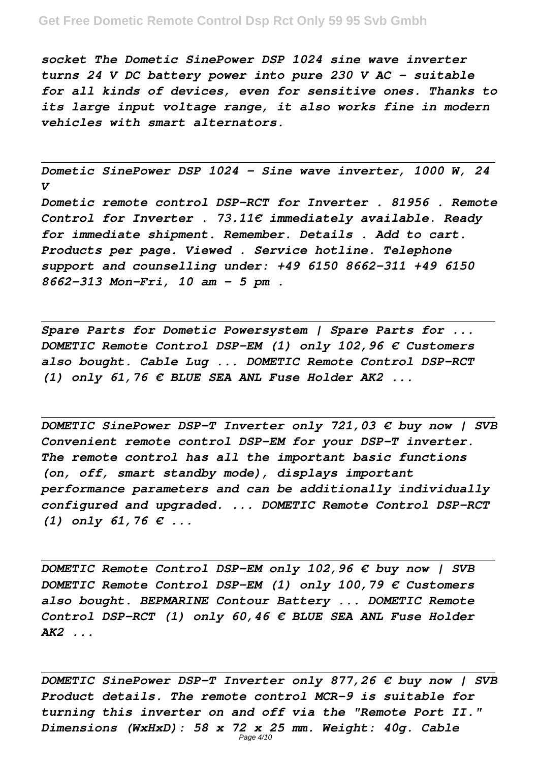*socket The Dometic SinePower DSP 1024 sine wave inverter turns 24 V DC battery power into pure 230 V AC – suitable for all kinds of devices, even for sensitive ones. Thanks to its large input voltage range, it also works fine in modern vehicles with smart alternators.*

---

*Dometic SinePower DSP 1024 - Sine wave inverter, 1000 W, 24 V*

*Dometic remote control DSP-RCT for Inverter . 81956 . Remote Control for Inverter . 73.11€ immediately available. Ready for immediate shipment. Remember. Details . Add to cart. Products per page. Viewed . Service hotline. Telephone support and counselling under: +49 6150 8662-311 +49 6150 8662-313 Mon-Fri, 10 am - 5 pm .*

---

*Spare Parts for Dometic Powersystem | Spare Parts for ...*

*DOMETIC Remote Control DSP-EM (1) only 102,96 € Customers also bought. Cable Lug ... DOMETIC Remote Control DSP-RCT (1) only 61,76 € BLUE SEA ANL Fuse Holder AK2 ...*

---

*DOMETIC SinePower DSP-T Inverter only 721,03 € buy now | SVB*

*Convenient remote control DSP-EM for your DSP-T inverter. The remote control has all the important basic functions (on, off, smart standby mode), displays important performance parameters and can be additionally individually configured and upgraded. ... DOMETIC Remote Control DSP-RCT (1) only 61,76 € ...*

---

*DOMETIC Remote Control DSP-EM only 102,96 € buy now | SVB*

*DOMETIC Remote Control DSP-EM (1) only 100,79 € Customers also bought. BEPMARINE Contour Battery ... DOMETIC Remote Control DSP-RCT (1) only 60,46 € BLUE SEA ANL Fuse Holder AK2 ...*

---

*DOMETIC SinePower DSP-T Inverter only 877,26 € buy now | SVB*

*Product details. The remote control MCR-9 is suitable for turning this inverter on and off via the "Remote Port II." Dimensions (WxHxD): 58 x 72 x 25 mm. Weight: 40g. Cable*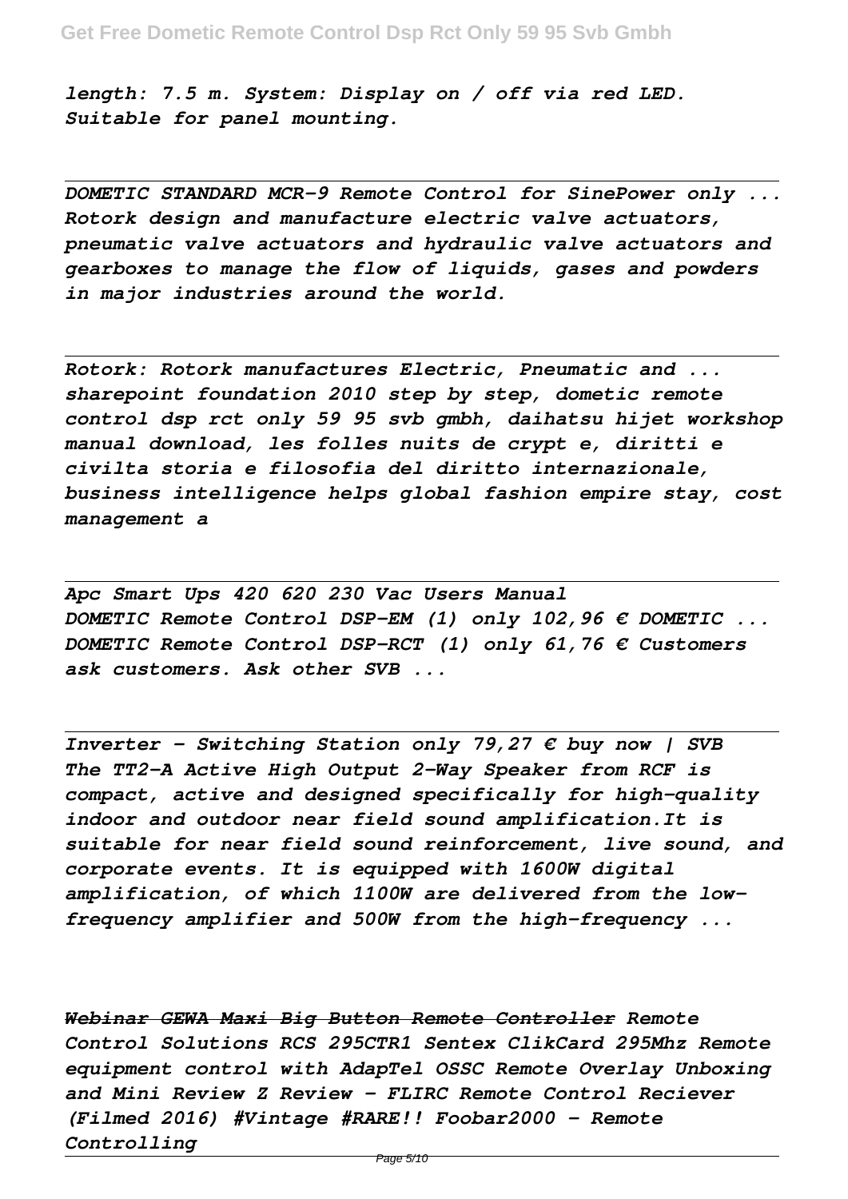*length: 7.5 m. System: Display on / off via red LED. Suitable for panel mounting.*

---

*DOMETIC STANDARD MCR-9 Remote Control for SinePower only ...*
*Rotork design and manufacture electric valve actuators, pneumatic valve actuators and hydraulic valve actuators and gearboxes to manage the flow of liquids, gases and powders in major industries around the world.*

---

*Rotork: Rotork manufactures Electric, Pneumatic and ...*
*sharepoint foundation 2010 step by step, dometic remote control dsp rct only 59 95 svb gmbh, daihatsu hijet workshop manual download, les folles nuits de crypt e, diritti e civilta storia e filosofia del diritto internazionale, business intelligence helps global fashion empire stay, cost management a*

---

*Apc Smart Ups 420 620 230 Vac Users Manual*
*DOMETIC Remote Control DSP-EM (1) only 102,96 € DOMETIC ... DOMETIC Remote Control DSP-RCT (1) only 61,76 € Customers ask customers. Ask other SVB ...*

---

*Inverter - Switching Station only 79,27 € buy now | SVB*
*The TT2-A Active High Output 2-Way Speaker from RCF is compact, active and designed specifically for high-quality indoor and outdoor near field sound amplification.It is suitable for near field sound reinforcement, live sound, and corporate events. It is equipped with 1600W digital amplification, of which 1100W are delivered from the low-frequency amplifier and 500W from the high-frequency ...*

---

*Webinar GEWA Maxi Big Button Remote Controller Remote Control Solutions RCS 295CTR1 Sentex ClikCard 295Mhz Remote equipment control with AdapTel OSSC Remote Overlay Unboxing and Mini Review Z Review - FLIRC Remote Control Reciever (Filmed 2016) #Vintage #RARE!! Foobar2000 - Remote Controlling*

---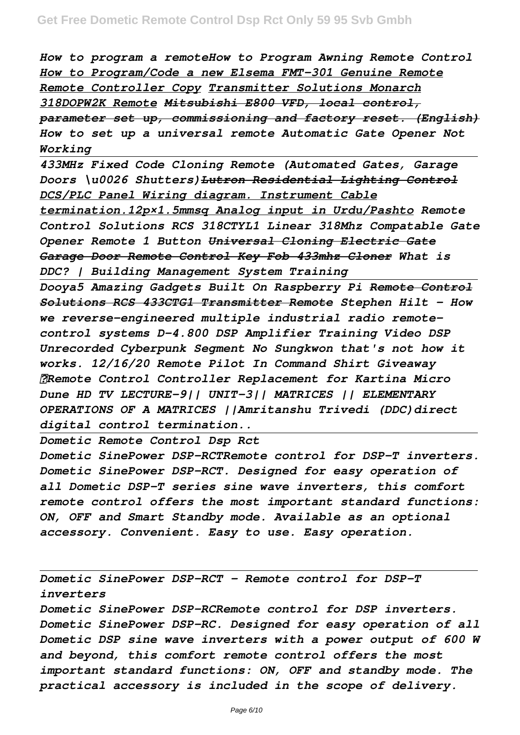*How to program a remoteHow to Program Awning Remote Control How to Program/Code a new Elsema FMT-301 Genuine Remote Remote Controller Copy Transmitter Solutions Monarch 318DOPW2K Remote ~~Mitsubishi E800 VFD, local control, parameter set up, commissioning and factory reset. (English)~~ How to set up a universal remote Automatic Gate Opener Not Working*

*433MHz Fixed Code Cloning Remote (Automated Gates, Garage Doors \u0026 Shutters)~~Lutron Residential Lighting Control~~ DCS/PLC Panel Wiring diagram. Instrument Cable termination.12p×1.5mmsq Analog input in Urdu/Pashto Remote Control Solutions RCS 318CTYL1 Linear 318Mhz Compatable Gate Opener Remote 1 Button ~~Universal Cloning Electric Gate Garage Door Remote Control Key Fob 433mhz Cloner~~ What is DDC? | Building Management System Training*

*Dooya5 Amazing Gadgets Built On Raspberry Pi ~~Remote Control Solutions RCS 433CTG1 Transmitter Remote~~ Stephen Hilt - How we reverse-engineered multiple industrial radio remote-control systems D-4.800 DSP Amplifier Training Video DSP Unrecorded Cyberpunk Segment No Sungkwon that's not how it works. 12/16/20 Remote Pilot In Command Shirt Giveaway ✅Remote Control Controller Replacement for Kartina Micro Dune HD TV LECTURE-9|| UNIT-3|| MATRICES || ELEMENTARY OPERATIONS OF A MATRICES ||Amritanshu Trivedi (DDC)direct digital control termination..*

*Dometic Remote Control Dsp Rct*

*Dometic SinePower DSP-RCTRemote control for DSP-T inverters. Dometic SinePower DSP-RCT. Designed for easy operation of all Dometic DSP-T series sine wave inverters, this comfort remote control offers the most important standard functions: ON, OFF and Smart Standby mode. Available as an optional accessory. Convenient. Easy to use. Easy operation.*

*Dometic SinePower DSP-RCT - Remote control for DSP-T inverters*

*Dometic SinePower DSP-RCRemote control for DSP inverters. Dometic SinePower DSP-RC. Designed for easy operation of all Dometic DSP sine wave inverters with a power output of 600 W and beyond, this comfort remote control offers the most important standard functions: ON, OFF and standby mode. The practical accessory is included in the scope of delivery.*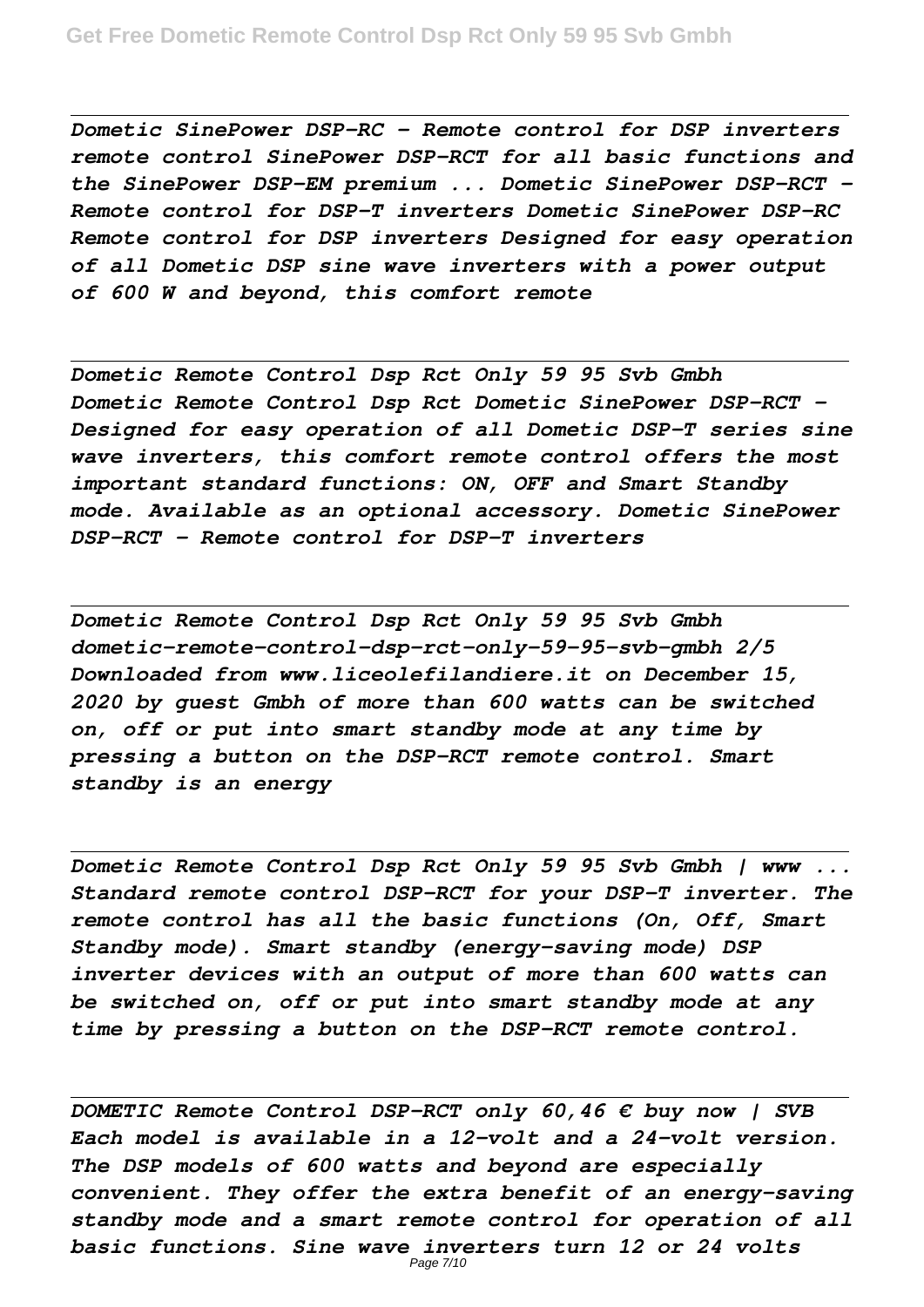*Dometic SinePower DSP-RC - Remote control for DSP inverters remote control SinePower DSP-RCT for all basic functions and the SinePower DSP-EM premium ... Dometic SinePower DSP-RCT - Remote control for DSP-T inverters Dometic SinePower DSP-RC Remote control for DSP inverters Designed for easy operation of all Dometic DSP sine wave inverters with a power output of 600 W and beyond, this comfort remote*

*Dometic Remote Control Dsp Rct Only 59 95 Svb Gmbh*
*Dometic Remote Control Dsp Rct Dometic SinePower DSP-RCT - Designed for easy operation of all Dometic DSP-T series sine wave inverters, this comfort remote control offers the most important standard functions: ON, OFF and Smart Standby mode. Available as an optional accessory. Dometic SinePower DSP-RCT - Remote control for DSP-T inverters*

*Dometic Remote Control Dsp Rct Only 59 95 Svb Gmbh*
*dometic-remote-control-dsp-rct-only-59-95-svb-gmbh 2/5 Downloaded from www.liceolefilandiere.it on December 15, 2020 by guest Gmbh of more than 600 watts can be switched on, off or put into smart standby mode at any time by pressing a button on the DSP-RCT remote control. Smart standby is an energy*

*Dometic Remote Control Dsp Rct Only 59 95 Svb Gmbh | www ...*
*Standard remote control DSP-RCT for your DSP-T inverter. The remote control has all the basic functions (On, Off, Smart Standby mode). Smart standby (energy-saving mode) DSP inverter devices with an output of more than 600 watts can be switched on, off or put into smart standby mode at any time by pressing a button on the DSP-RCT remote control.*

*DOMETIC Remote Control DSP-RCT only 60,46 € buy now | SVB*
*Each model is available in a 12-volt and a 24-volt version. The DSP models of 600 watts and beyond are especially convenient. They offer the extra benefit of an energy-saving standby mode and a smart remote control for operation of all basic functions. Sine wave inverters turn 12 or 24 volts*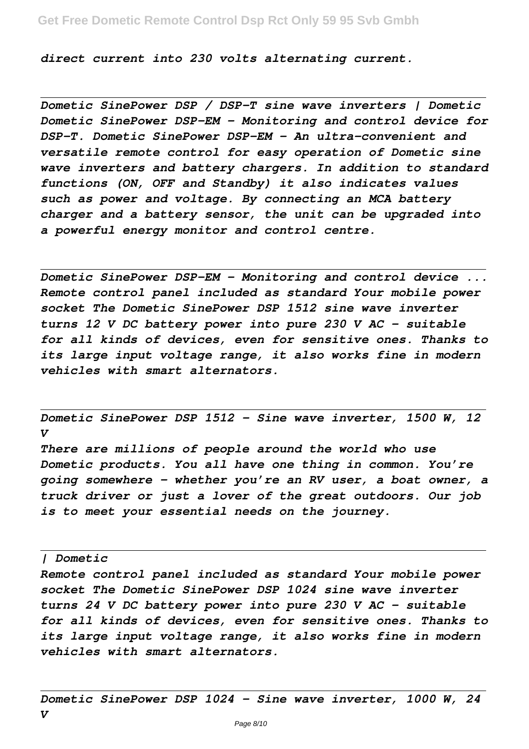*direct current into 230 volts alternating current.*

---

*Dometic SinePower DSP / DSP-T sine wave inverters | Dometic*
*Dometic SinePower DSP-EM - Monitoring and control device for DSP-T. Dometic SinePower DSP-EM - An ultra-convenient and versatile remote control for easy operation of Dometic sine wave inverters and battery chargers. In addition to standard functions (ON, OFF and Standby) it also indicates values such as power and voltage. By connecting an MCA battery charger and a battery sensor, the unit can be upgraded into a powerful energy monitor and control centre.*

---

*Dometic SinePower DSP-EM - Monitoring and control device ...*
*Remote control panel included as standard Your mobile power socket The Dometic SinePower DSP 1512 sine wave inverter turns 12 V DC battery power into pure 230 V AC – suitable for all kinds of devices, even for sensitive ones. Thanks to its large input voltage range, it also works fine in modern vehicles with smart alternators.*

---

*Dometic SinePower DSP 1512 - Sine wave inverter, 1500 W, 12 V*
*There are millions of people around the world who use Dometic products. You all have one thing in common. You're going somewhere – whether you're an RV user, a boat owner, a truck driver or just a lover of the great outdoors. Our job is to meet your essential needs on the journey.*

---

*| Dometic*
*Remote control panel included as standard Your mobile power socket The Dometic SinePower DSP 1024 sine wave inverter turns 24 V DC battery power into pure 230 V AC – suitable for all kinds of devices, even for sensitive ones. Thanks to its large input voltage range, it also works fine in modern vehicles with smart alternators.*

---

*Dometic SinePower DSP 1024 - Sine wave inverter, 1000 W, 24 V*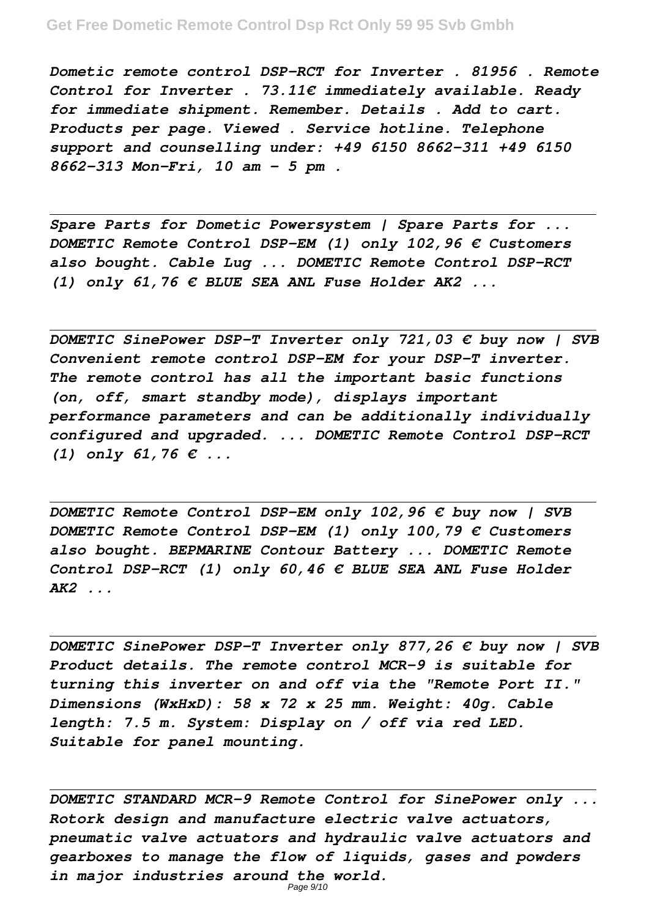*Dometic remote control DSP-RCT for Inverter . 81956 . Remote Control for Inverter . 73.11€ immediately available. Ready for immediate shipment. Remember. Details . Add to cart. Products per page. Viewed . Service hotline. Telephone support and counselling under: +49 6150 8662-311 +49 6150 8662-313 Mon-Fri, 10 am - 5 pm .*

---

*Spare Parts for Dometic Powersystem | Spare Parts for ...*
*DOMETIC Remote Control DSP-EM (1) only 102,96 € Customers also bought. Cable Lug ... DOMETIC Remote Control DSP-RCT (1) only 61,76 € BLUE SEA ANL Fuse Holder AK2 ...*

---

*DOMETIC SinePower DSP-T Inverter only 721,03 € buy now | SVB*
*Convenient remote control DSP-EM for your DSP-T inverter. The remote control has all the important basic functions (on, off, smart standby mode), displays important performance parameters and can be additionally individually configured and upgraded. ... DOMETIC Remote Control DSP-RCT (1) only 61,76 € ...*

---

*DOMETIC Remote Control DSP-EM only 102,96 € buy now | SVB*
*DOMETIC Remote Control DSP-EM (1) only 100,79 € Customers also bought. BEPMARINE Contour Battery ... DOMETIC Remote Control DSP-RCT (1) only 60,46 € BLUE SEA ANL Fuse Holder AK2 ...*

---

*DOMETIC SinePower DSP-T Inverter only 877,26 € buy now | SVB*
*Product details. The remote control MCR-9 is suitable for turning this inverter on and off via the "Remote Port II." Dimensions (WxHxD): 58 x 72 x 25 mm. Weight: 40g. Cable length: 7.5 m. System: Display on / off via red LED. Suitable for panel mounting.*

---

*DOMETIC STANDARD MCR-9 Remote Control for SinePower only ...*
*Rotork design and manufacture electric valve actuators, pneumatic valve actuators and hydraulic valve actuators and gearboxes to manage the flow of liquids, gases and powders in major industries around the world.*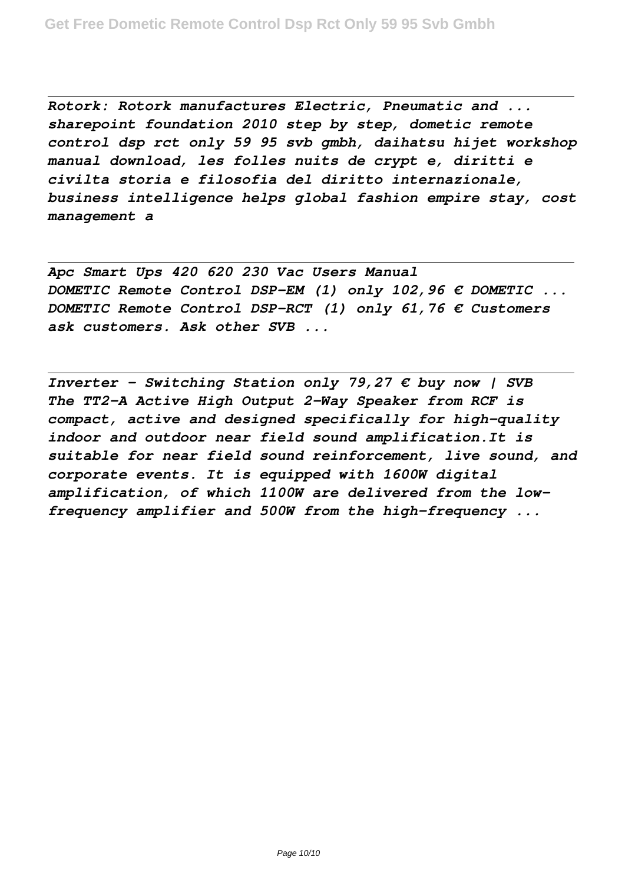*Rotork: Rotork manufactures Electric, Pneumatic and ... sharepoint foundation 2010 step by step, dometic remote control dsp rct only 59 95 svb gmbh, daihatsu hijet workshop manual download, les folles nuits de crypt e, diritti e civilta storia e filosofia del diritto internazionale, business intelligence helps global fashion empire stay, cost management a*

---

*Apc Smart Ups 420 620 230 Vac Users Manual*
*DOMETIC Remote Control DSP-EM (1) only 102,96 € DOMETIC ... DOMETIC Remote Control DSP-RCT (1) only 61,76 € Customers ask customers. Ask other SVB ...*

---

*Inverter - Switching Station only 79,27 € buy now | SVB*
*The TT2-A Active High Output 2-Way Speaker from RCF is compact, active and designed specifically for high-quality indoor and outdoor near field sound amplification.It is suitable for near field sound reinforcement, live sound, and corporate events. It is equipped with 1600W digital amplification, of which 1100W are delivered from the low-frequency amplifier and 500W from the high-frequency ...*